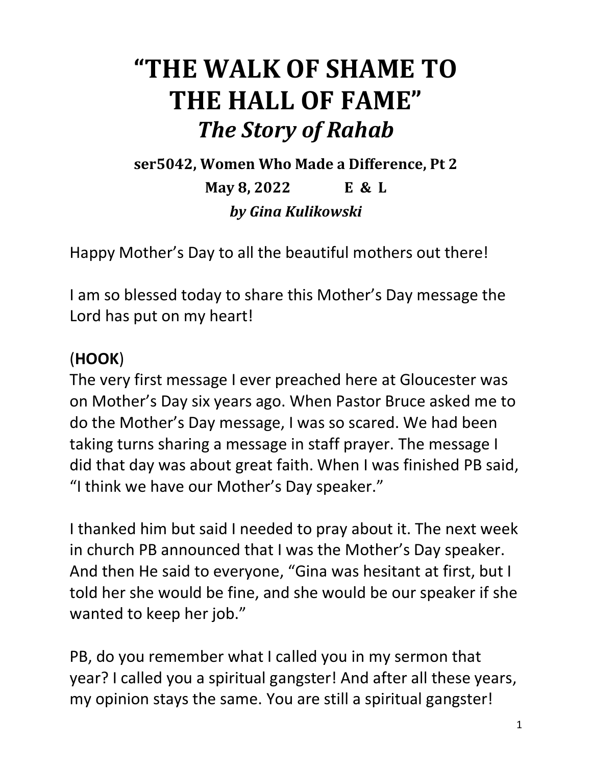# "THE WALK OF SHAME TO THE HALL OF FAME"

## *The Story of Rahab*

**ser5042, Women Who Made a Difference, Pt 2**

**May 8, 2022 E & L**

***by Gina Kulikowski***

Happy Mother's Day to all the beautiful mothers out there!

I am so blessed today to share this Mother's Day message the Lord has put on my heart!

(**HOOK**)

The very first message I ever preached here at Gloucester was on Mother's Day six years ago. When Pastor Bruce asked me to do the Mother's Day message, I was so scared. We had been taking turns sharing a message in staff prayer. The message I did that day was about great faith. When I was finished PB said, "I think we have our Mother's Day speaker."

I thanked him but said I needed to pray about it. The next week in church PB announced that I was the Mother's Day speaker. And then He said to everyone, "Gina was hesitant at first, but I told her she would be fine, and she would be our speaker if she wanted to keep her job."

PB, do you remember what I called you in my sermon that year? I called you a spiritual gangster! And after all these years, my opinion stays the same. You are still a spiritual gangster!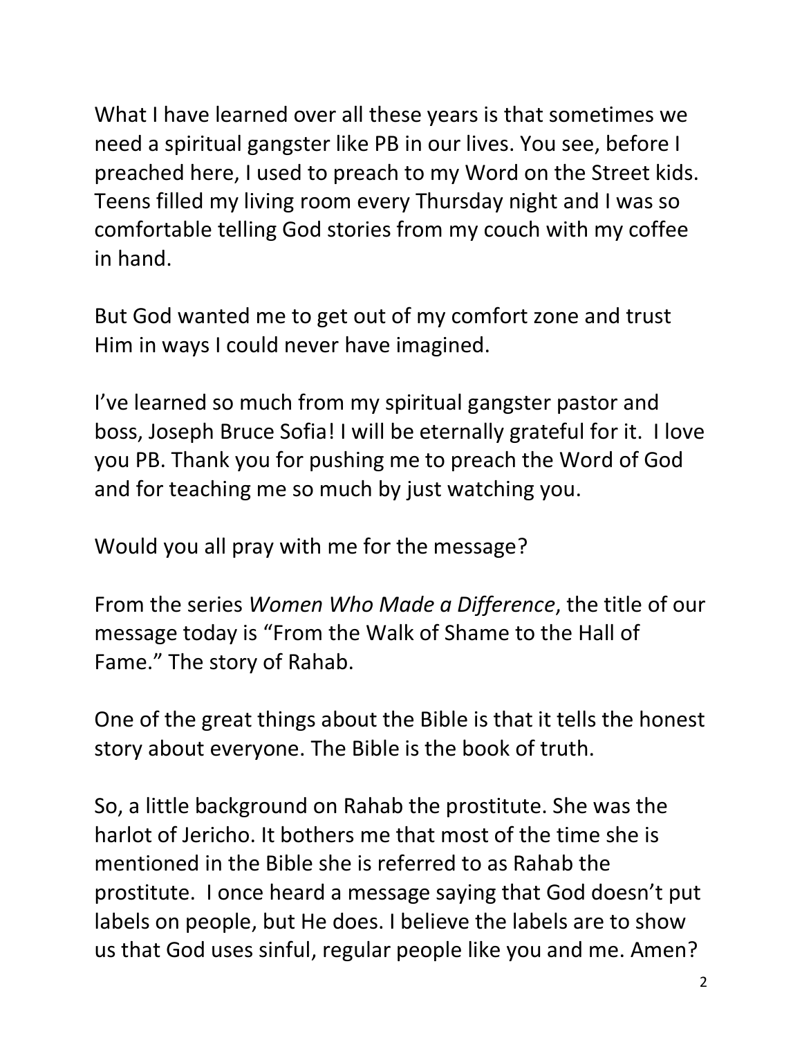What I have learned over all these years is that sometimes we need a spiritual gangster like PB in our lives. You see, before I preached here, I used to preach to my Word on the Street kids. Teens filled my living room every Thursday night and I was so comfortable telling God stories from my couch with my coffee in hand.

But God wanted me to get out of my comfort zone and trust Him in ways I could never have imagined.

I've learned so much from my spiritual gangster pastor and boss, Joseph Bruce Sofia! I will be eternally grateful for it. I love you PB. Thank you for pushing me to preach the Word of God and for teaching me so much by just watching you.

Would you all pray with me for the message?

From the series *Women Who Made a Difference*, the title of our message today is "From the Walk of Shame to the Hall of Fame." The story of Rahab.

One of the great things about the Bible is that it tells the honest story about everyone. The Bible is the book of truth.

So, a little background on Rahab the prostitute. She was the harlot of Jericho. It bothers me that most of the time she is mentioned in the Bible she is referred to as Rahab the prostitute. I once heard a message saying that God doesn't put labels on people, but He does. I believe the labels are to show us that God uses sinful, regular people like you and me. Amen?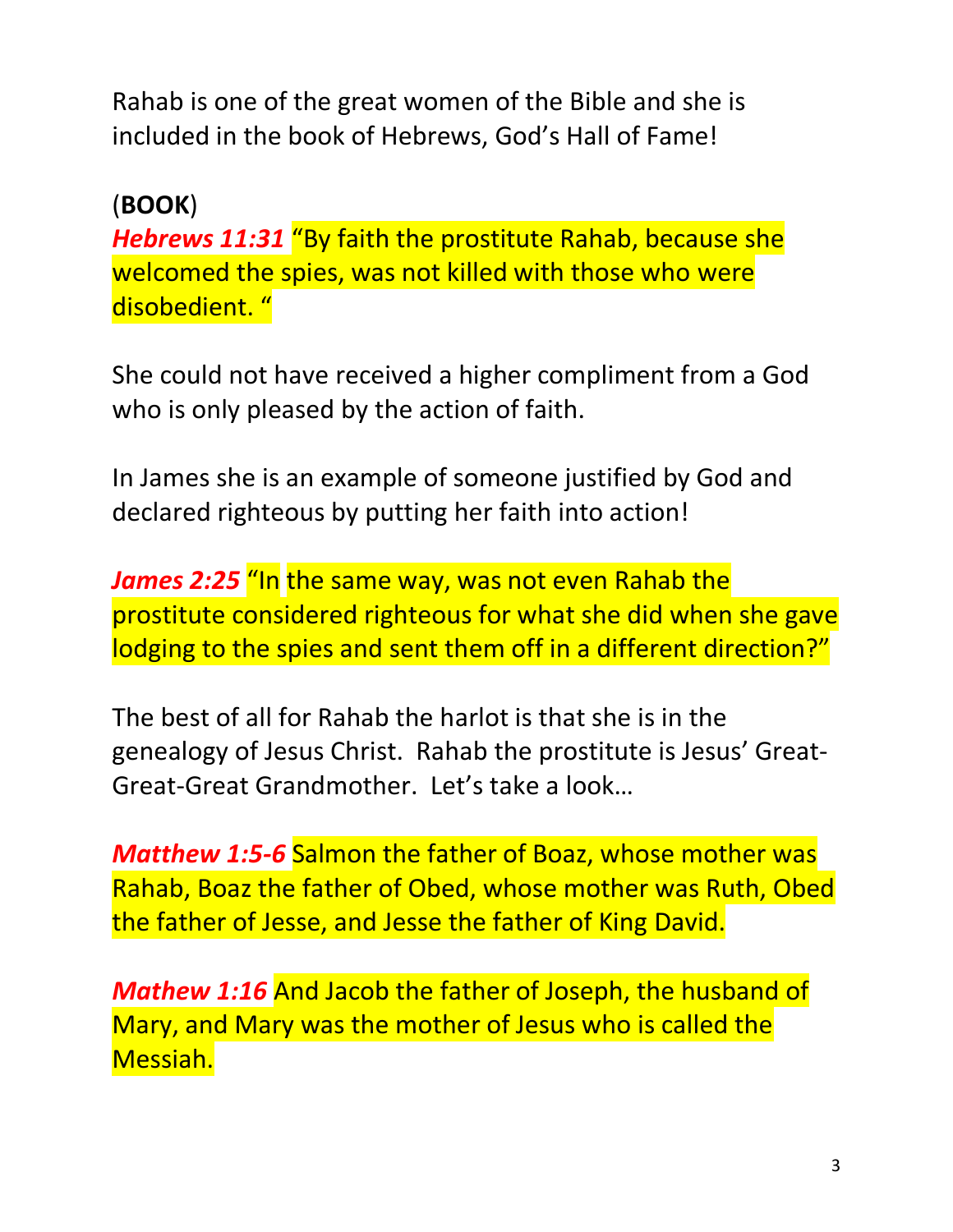Rahab is one of the great women of the Bible and she is included in the book of Hebrews, God's Hall of Fame!

(**BOOK**)

***Hebrews 11:31*** "By faith the prostitute Rahab, because she welcomed the spies, was not killed with those who were disobedient. "

She could not have received a higher compliment from a God who is only pleased by the action of faith.

In James she is an example of someone justified by God and declared righteous by putting her faith into action!

***James 2:25*** "In the same way, was not even Rahab the prostitute considered righteous for what she did when she gave lodging to the spies and sent them off in a different direction?"

The best of all for Rahab the harlot is that she is in the genealogy of Jesus Christ. Rahab the prostitute is Jesus' Great-Great-Great Grandmother. Let's take a look…

***Matthew 1:5-6*** Salmon the father of Boaz, whose mother was Rahab, Boaz the father of Obed, whose mother was Ruth, Obed the father of Jesse, and Jesse the father of King David.

***Mathew 1:16*** And Jacob the father of Joseph, the husband of Mary, and Mary was the mother of Jesus who is called the Messiah.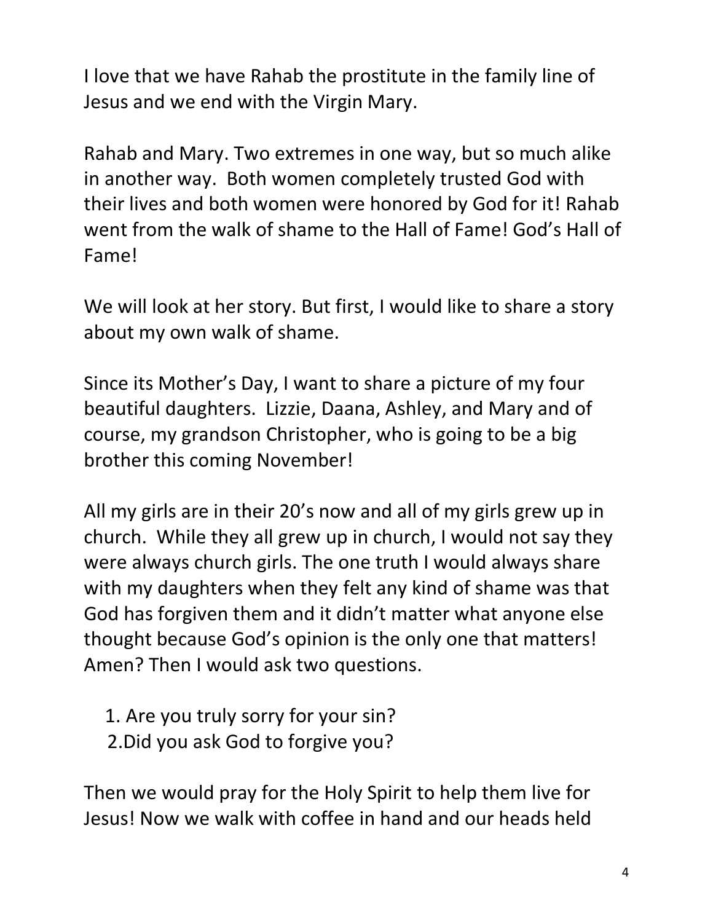I love that we have Rahab the prostitute in the family line of Jesus and we end with the Virgin Mary.

Rahab and Mary. Two extremes in one way, but so much alike in another way. Both women completely trusted God with their lives and both women were honored by God for it! Rahab went from the walk of shame to the Hall of Fame! God's Hall of Fame!

We will look at her story. But first, I would like to share a story about my own walk of shame.

Since its Mother's Day, I want to share a picture of my four beautiful daughters. Lizzie, Daana, Ashley, and Mary and of course, my grandson Christopher, who is going to be a big brother this coming November!

All my girls are in their 20's now and all of my girls grew up in church. While they all grew up in church, I would not say they were always church girls. The one truth I would always share with my daughters when they felt any kind of shame was that God has forgiven them and it didn't matter what anyone else thought because God's opinion is the only one that matters! Amen? Then I would ask two questions.

1. Are you truly sorry for your sin?
2. Did you ask God to forgive you?

Then we would pray for the Holy Spirit to help them live for Jesus! Now we walk with coffee in hand and our heads held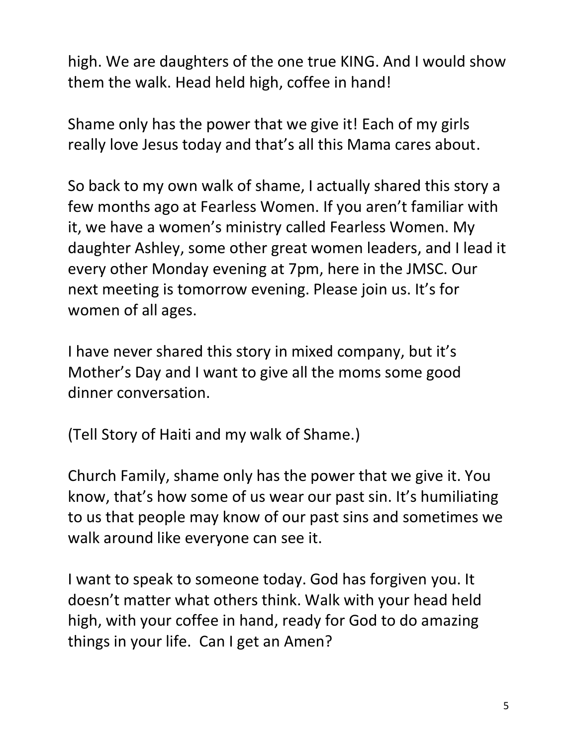high. We are daughters of the one true KING. And I would show them the walk. Head held high, coffee in hand!

Shame only has the power that we give it! Each of my girls really love Jesus today and that's all this Mama cares about.

So back to my own walk of shame, I actually shared this story a few months ago at Fearless Women. If you aren't familiar with it, we have a women's ministry called Fearless Women. My daughter Ashley, some other great women leaders, and I lead it every other Monday evening at 7pm, here in the JMSC. Our next meeting is tomorrow evening. Please join us. It's for women of all ages.

I have never shared this story in mixed company, but it's Mother's Day and I want to give all the moms some good dinner conversation.

(Tell Story of Haiti and my walk of Shame.)

Church Family, shame only has the power that we give it. You know, that's how some of us wear our past sin. It's humiliating to us that people may know of our past sins and sometimes we walk around like everyone can see it.

I want to speak to someone today. God has forgiven you. It doesn't matter what others think. Walk with your head held high, with your coffee in hand, ready for God to do amazing things in your life. Can I get an Amen?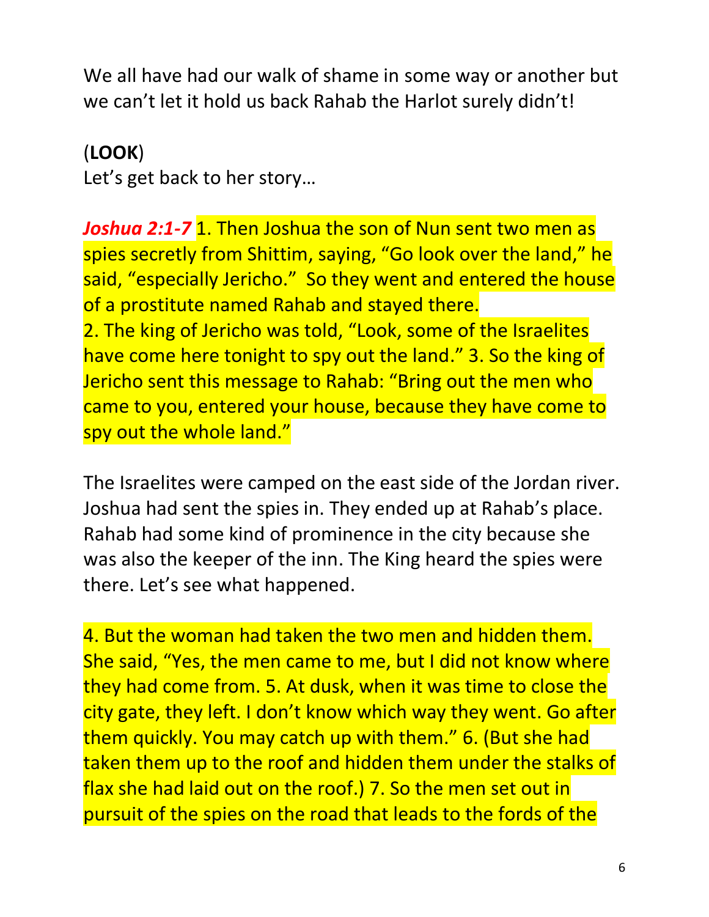We all have had our walk of shame in some way or another but we can't let it hold us back Rahab the Harlot surely didn't!

(**LOOK**)
Let's get back to her story…

***Joshua 2:1-7*** 1. Then Joshua the son of Nun sent two men as spies secretly from Shittim, saying, "Go look over the land," he said, "especially Jericho." So they went and entered the house of a prostitute named Rahab and stayed there.
2. The king of Jericho was told, "Look, some of the Israelites have come here tonight to spy out the land." 3. So the king of Jericho sent this message to Rahab: "Bring out the men who came to you, entered your house, because they have come to spy out the whole land."

The Israelites were camped on the east side of the Jordan river. Joshua had sent the spies in. They ended up at Rahab's place. Rahab had some kind of prominence in the city because she was also the keeper of the inn. The King heard the spies were there. Let's see what happened.

4. But the woman had taken the two men and hidden them. She said, "Yes, the men came to me, but I did not know where they had come from. 5. At dusk, when it was time to close the city gate, they left. I don't know which way they went. Go after them quickly. You may catch up with them." 6. (But she had taken them up to the roof and hidden them under the stalks of flax she had laid out on the roof.) 7. So the men set out in pursuit of the spies on the road that leads to the fords of the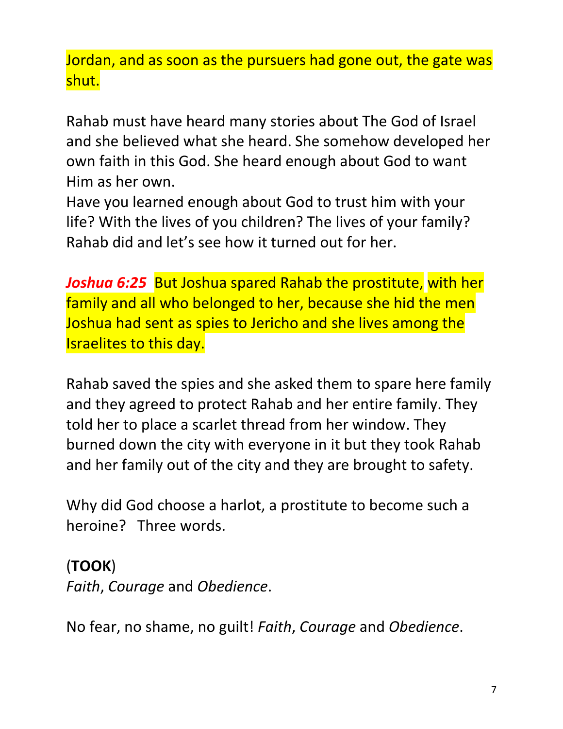Jordan, and as soon as the pursuers had gone out, the gate was shut.

Rahab must have heard many stories about The God of Israel and she believed what she heard. She somehow developed her own faith in this God. She heard enough about God to want Him as her own.
Have you learned enough about God to trust him with your life? With the lives of you children? The lives of your family? Rahab did and let's see how it turned out for her.

***Joshua 6:25*** But Joshua spared Rahab the prostitute, with her family and all who belonged to her, because she hid the men Joshua had sent as spies to Jericho and she lives among the Israelites to this day.

Rahab saved the spies and she asked them to spare here family and they agreed to protect Rahab and her entire family. They told her to place a scarlet thread from her window. They burned down the city with everyone in it but they took Rahab and her family out of the city and they are brought to safety.

Why did God choose a harlot, a prostitute to become such a heroine? Three words.

(**TOOK**)
*Faith*, *Courage* and *Obedience*.

No fear, no shame, no guilt! *Faith*, *Courage* and *Obedience*.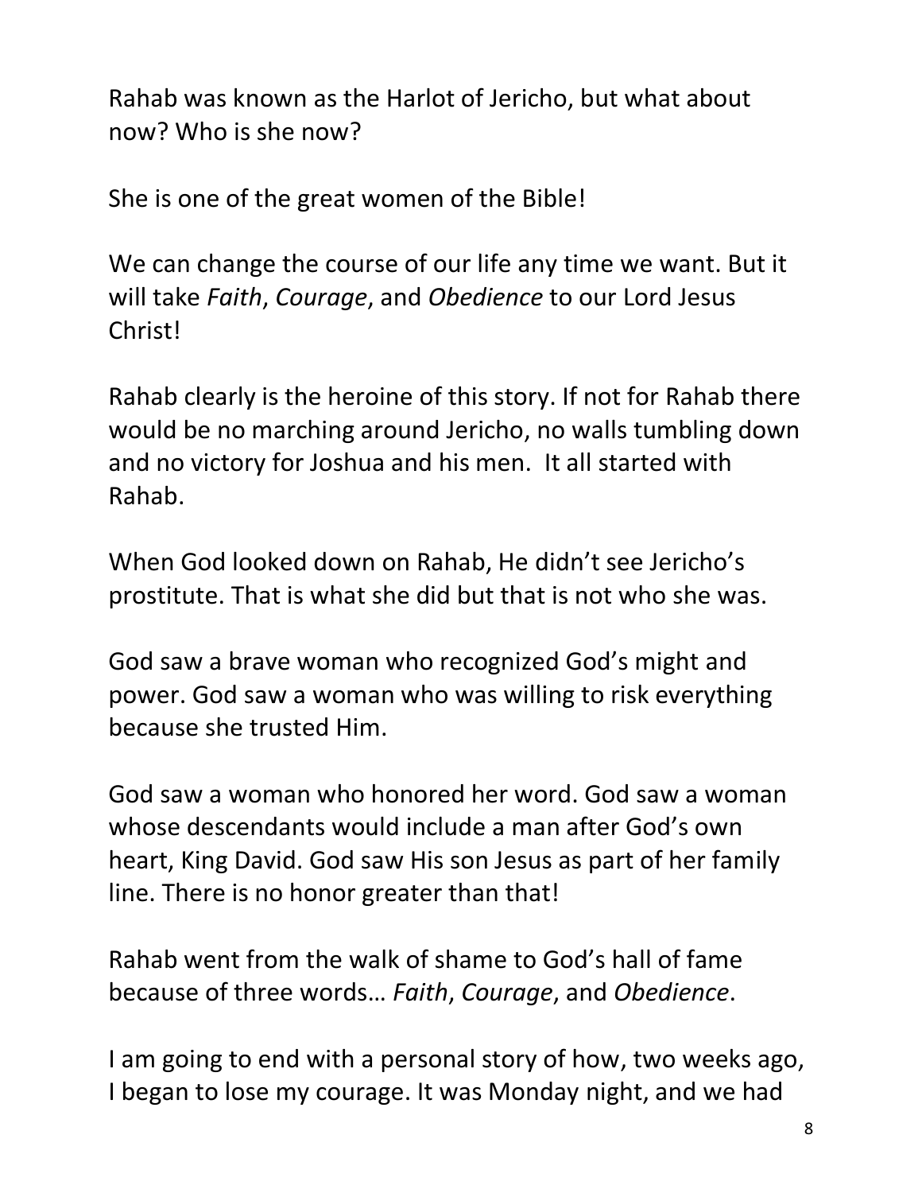Rahab was known as the Harlot of Jericho, but what about now? Who is she now?

She is one of the great women of the Bible!

We can change the course of our life any time we want. But it will take *Faith*, *Courage*, and *Obedience* to our Lord Jesus Christ!

Rahab clearly is the heroine of this story. If not for Rahab there would be no marching around Jericho, no walls tumbling down and no victory for Joshua and his men. It all started with Rahab.

When God looked down on Rahab, He didn't see Jericho's prostitute. That is what she did but that is not who she was.

God saw a brave woman who recognized God's might and power. God saw a woman who was willing to risk everything because she trusted Him.

God saw a woman who honored her word. God saw a woman whose descendants would include a man after God's own heart, King David. God saw His son Jesus as part of her family line. There is no honor greater than that!

Rahab went from the walk of shame to God's hall of fame because of three words… *Faith*, *Courage*, and *Obedience*.

I am going to end with a personal story of how, two weeks ago, I began to lose my courage. It was Monday night, and we had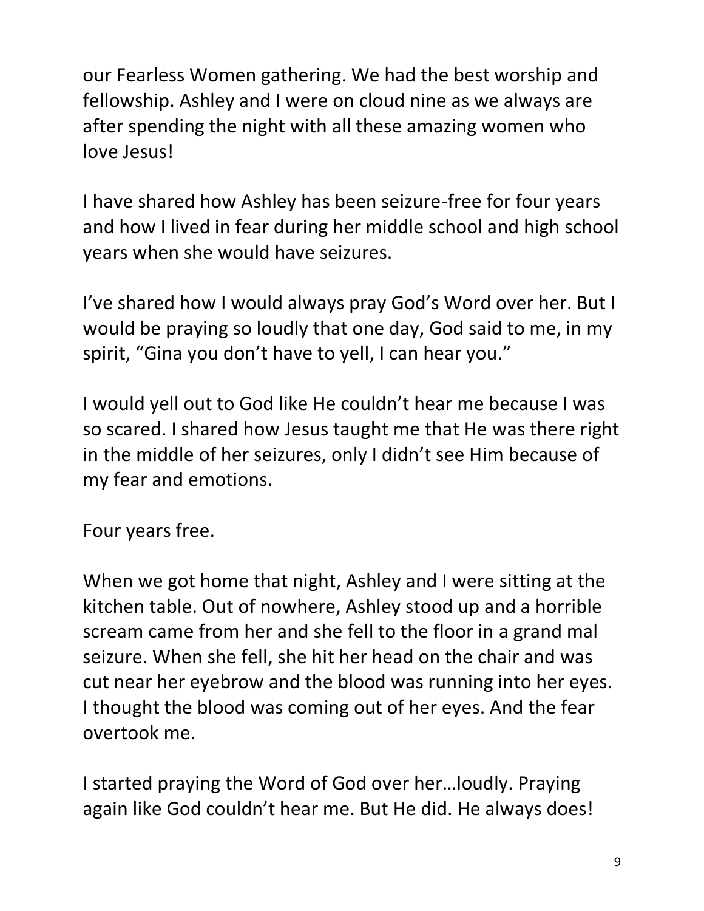our Fearless Women gathering. We had the best worship and fellowship. Ashley and I were on cloud nine as we always are after spending the night with all these amazing women who love Jesus!

I have shared how Ashley has been seizure-free for four years and how I lived in fear during her middle school and high school years when she would have seizures.

I've shared how I would always pray God's Word over her. But I would be praying so loudly that one day, God said to me, in my spirit, "Gina you don't have to yell, I can hear you."

I would yell out to God like He couldn't hear me because I was so scared. I shared how Jesus taught me that He was there right in the middle of her seizures, only I didn't see Him because of my fear and emotions.

Four years free.

When we got home that night, Ashley and I were sitting at the kitchen table. Out of nowhere, Ashley stood up and a horrible scream came from her and she fell to the floor in a grand mal seizure. When she fell, she hit her head on the chair and was cut near her eyebrow and the blood was running into her eyes. I thought the blood was coming out of her eyes. And the fear overtook me.

I started praying the Word of God over her…loudly. Praying again like God couldn't hear me. But He did. He always does!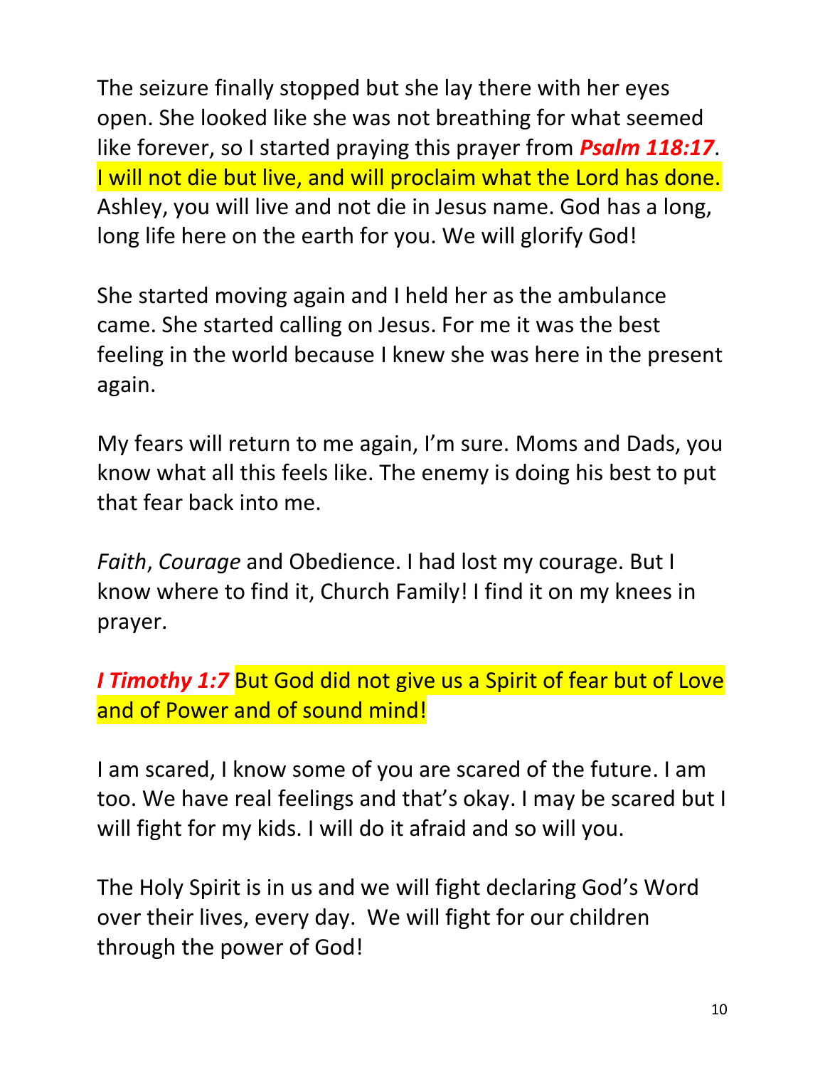The seizure finally stopped but she lay there with her eyes open. She looked like she was not breathing for what seemed like forever, so I started praying this prayer from ***Psalm 118:17***. I will not die but live, and will proclaim what the Lord has done. Ashley, you will live and not die in Jesus name. God has a long, long life here on the earth for you. We will glorify God!

She started moving again and I held her as the ambulance came. She started calling on Jesus. For me it was the best feeling in the world because I knew she was here in the present again.

My fears will return to me again, I'm sure. Moms and Dads, you know what all this feels like. The enemy is doing his best to put that fear back into me.

*Faith*, *Courage* and Obedience. I had lost my courage. But I know where to find it, Church Family! I find it on my knees in prayer.

***I Timothy 1:7*** But God did not give us a Spirit of fear but of Love and of Power and of sound mind!

I am scared, I know some of you are scared of the future. I am too. We have real feelings and that's okay. I may be scared but I will fight for my kids. I will do it afraid and so will you.

The Holy Spirit is in us and we will fight declaring God's Word over their lives, every day. We will fight for our children through the power of God!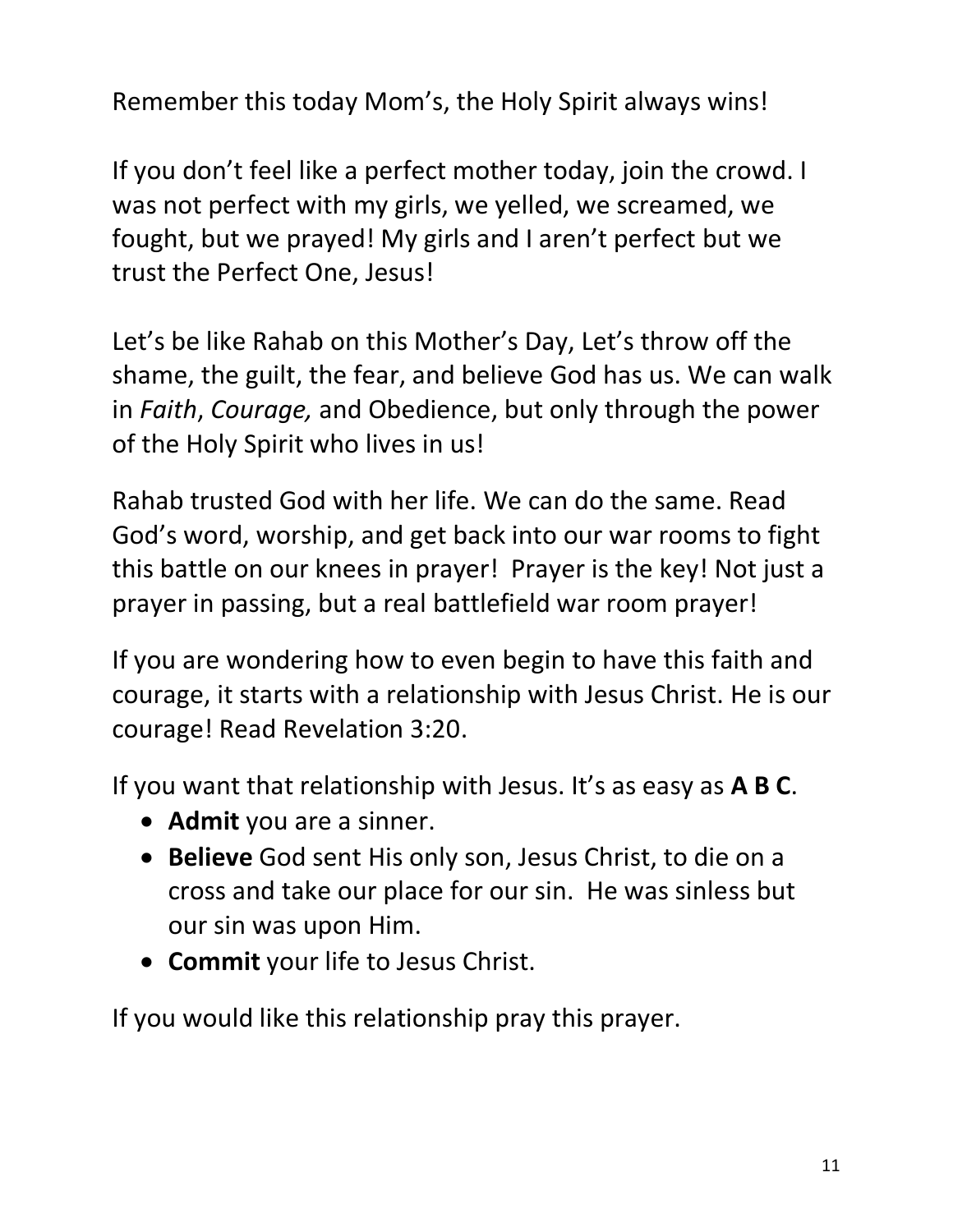Remember this today Mom's, the Holy Spirit always wins!

If you don't feel like a perfect mother today, join the crowd. I was not perfect with my girls, we yelled, we screamed, we fought, but we prayed! My girls and I aren't perfect but we trust the Perfect One, Jesus!

Let's be like Rahab on this Mother's Day, Let's throw off the shame, the guilt, the fear, and believe God has us. We can walk in *Faith*, *Courage,* and Obedience, but only through the power of the Holy Spirit who lives in us!

Rahab trusted God with her life. We can do the same. Read God's word, worship, and get back into our war rooms to fight this battle on our knees in prayer! Prayer is the key! Not just a prayer in passing, but a real battlefield war room prayer!

If you are wondering how to even begin to have this faith and courage, it starts with a relationship with Jesus Christ. He is our courage! Read Revelation 3:20.

If you want that relationship with Jesus. It's as easy as **A B C**.

- **Admit** you are a sinner.
- **Believe** God sent His only son, Jesus Christ, to die on a cross and take our place for our sin. He was sinless but our sin was upon Him.
- **Commit** your life to Jesus Christ.

If you would like this relationship pray this prayer.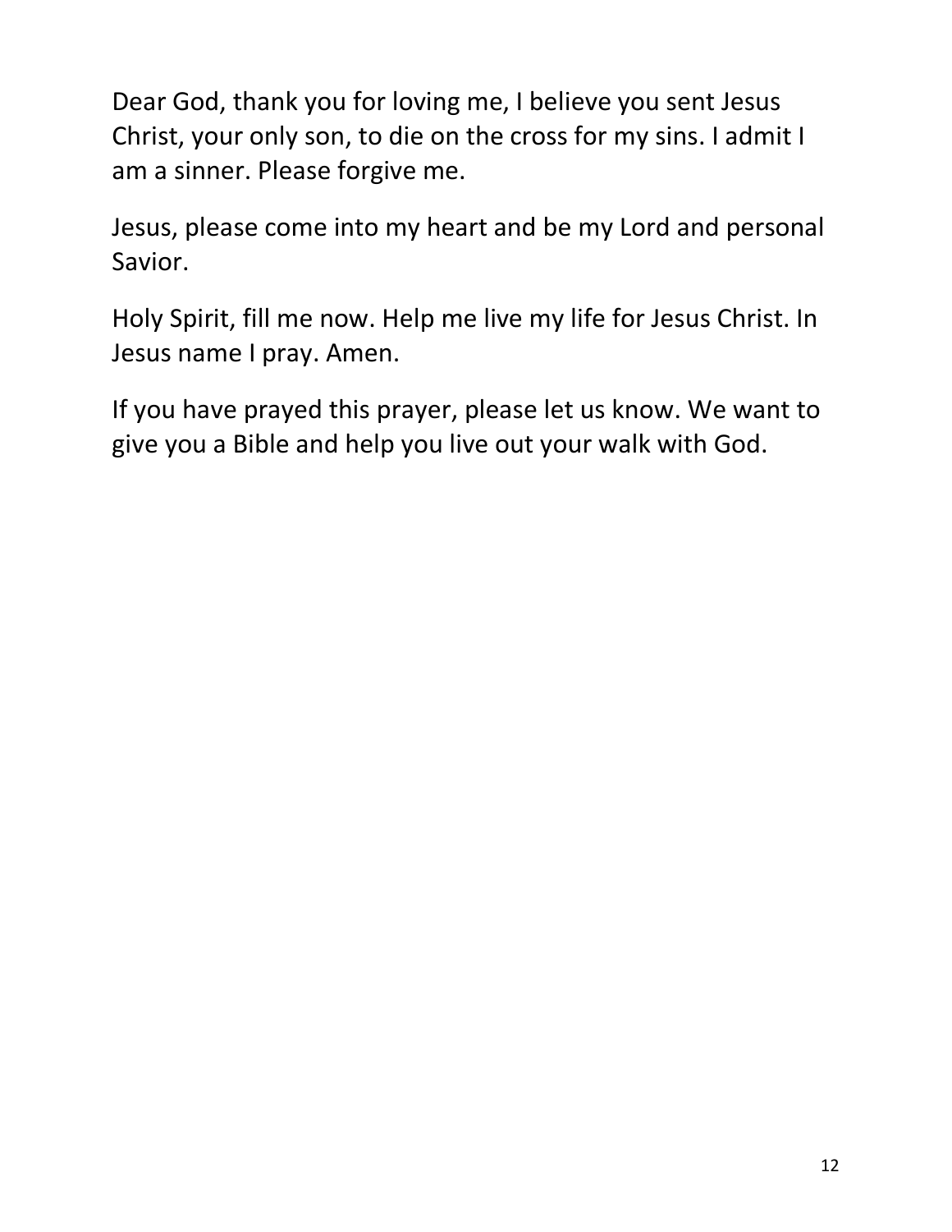Dear God, thank you for loving me, I believe you sent Jesus Christ, your only son, to die on the cross for my sins. I admit I am a sinner. Please forgive me.

Jesus, please come into my heart and be my Lord and personal Savior.

Holy Spirit, fill me now. Help me live my life for Jesus Christ. In Jesus name I pray. Amen.

If you have prayed this prayer, please let us know. We want to give you a Bible and help you live out your walk with God.